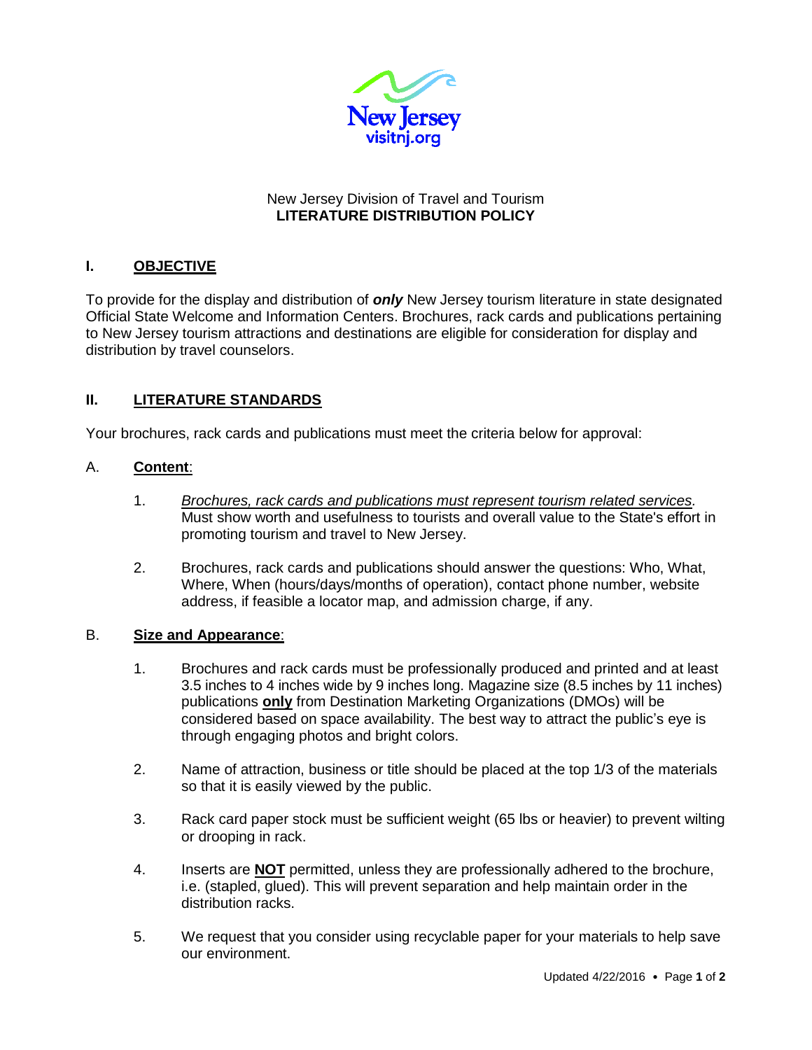New Jersey
visitnj.org

New Jersey Division of Travel and Tourism
**LITERATURE DISTRIBUTION POLICY**

## I. OBJECTIVE

To provide for the display and distribution of ***only*** New Jersey tourism literature in state designated Official State Welcome and Information Centers. Brochures, rack cards and publications pertaining to New Jersey tourism attractions and destinations are eligible for consideration for display and distribution by travel counselors.

## II. LITERATURE STANDARDS

Your brochures, rack cards and publications must meet the criteria below for approval:

### A. Content:

1. *Brochures, rack cards and publications must represent tourism related services.* Must show worth and usefulness to tourists and overall value to the State's effort in promoting tourism and travel to New Jersey.

2. Brochures, rack cards and publications should answer the questions: Who, What, Where, When (hours/days/months of operation), contact phone number, website address, if feasible a locator map, and admission charge, if any.

### B. Size and Appearance:

1. Brochures and rack cards must be professionally produced and printed and at least 3.5 inches to 4 inches wide by 9 inches long. Magazine size (8.5 inches by 11 inches) publications **only** from Destination Marketing Organizations (DMOs) will be considered based on space availability. The best way to attract the public's eye is through engaging photos and bright colors.

2. Name of attraction, business or title should be placed at the top 1/3 of the materials so that it is easily viewed by the public.

3. Rack card paper stock must be sufficient weight (65 lbs or heavier) to prevent wilting or drooping in rack.

4. Inserts are **NOT** permitted, unless they are professionally adhered to the brochure, i.e. (stapled, glued). This will prevent separation and help maintain order in the distribution racks.

5. We request that you consider using recyclable paper for your materials to help save our environment.

Updated 4/22/2016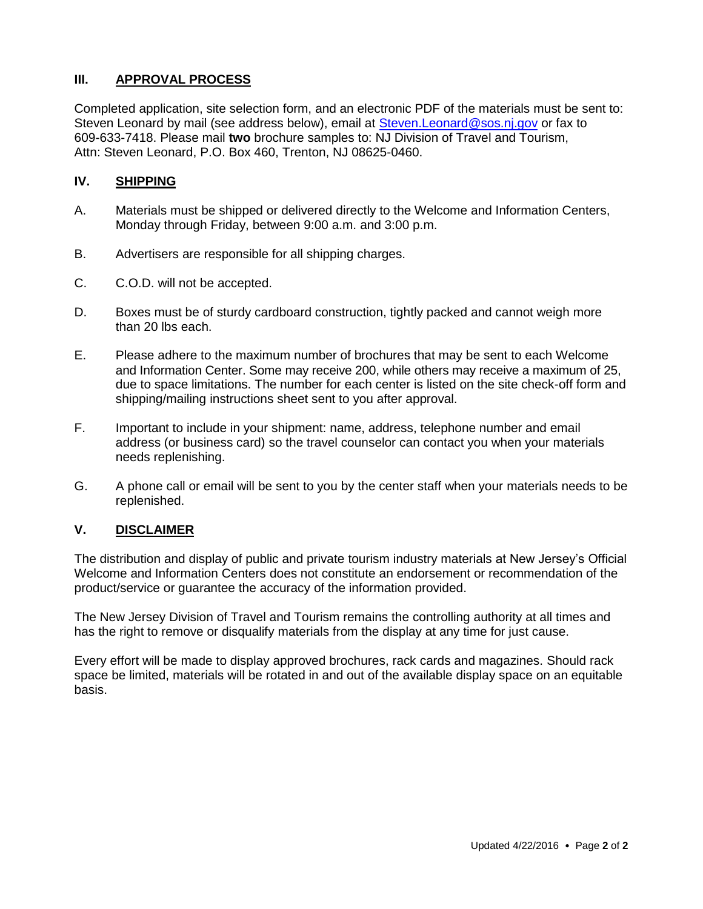## III. APPROVAL PROCESS

Completed application, site selection form, and an electronic PDF of the materials must be sent to: Steven Leonard by mail (see address below), email at Steven.Leonard@sos.nj.gov or fax to 609-633-7418. Please mail **two** brochure samples to: NJ Division of Travel and Tourism, Attn: Steven Leonard, P.O. Box 460, Trenton, NJ 08625-0460.

## IV. SHIPPING

A. Materials must be shipped or delivered directly to the Welcome and Information Centers, Monday through Friday, between 9:00 a.m. and 3:00 p.m.

B. Advertisers are responsible for all shipping charges.

C. C.O.D. will not be accepted.

D. Boxes must be of sturdy cardboard construction, tightly packed and cannot weigh more than 20 lbs each.

E. Please adhere to the maximum number of brochures that may be sent to each Welcome and Information Center. Some may receive 200, while others may receive a maximum of 25, due to space limitations. The number for each center is listed on the site check-off form and shipping/mailing instructions sheet sent to you after approval.

F. Important to include in your shipment: name, address, telephone number and email address (or business card) so the travel counselor can contact you when your materials needs replenishing.

G. A phone call or email will be sent to you by the center staff when your materials needs to be replenished.

## V. DISCLAIMER

The distribution and display of public and private tourism industry materials at New Jersey's Official Welcome and Information Centers does not constitute an endorsement or recommendation of the product/service or guarantee the accuracy of the information provided.

The New Jersey Division of Travel and Tourism remains the controlling authority at all times and has the right to remove or disqualify materials from the display at any time for just cause.

Every effort will be made to display approved brochures, rack cards and magazines. Should rack space be limited, materials will be rotated in and out of the available display space on an equitable basis.

Updated 4/22/2016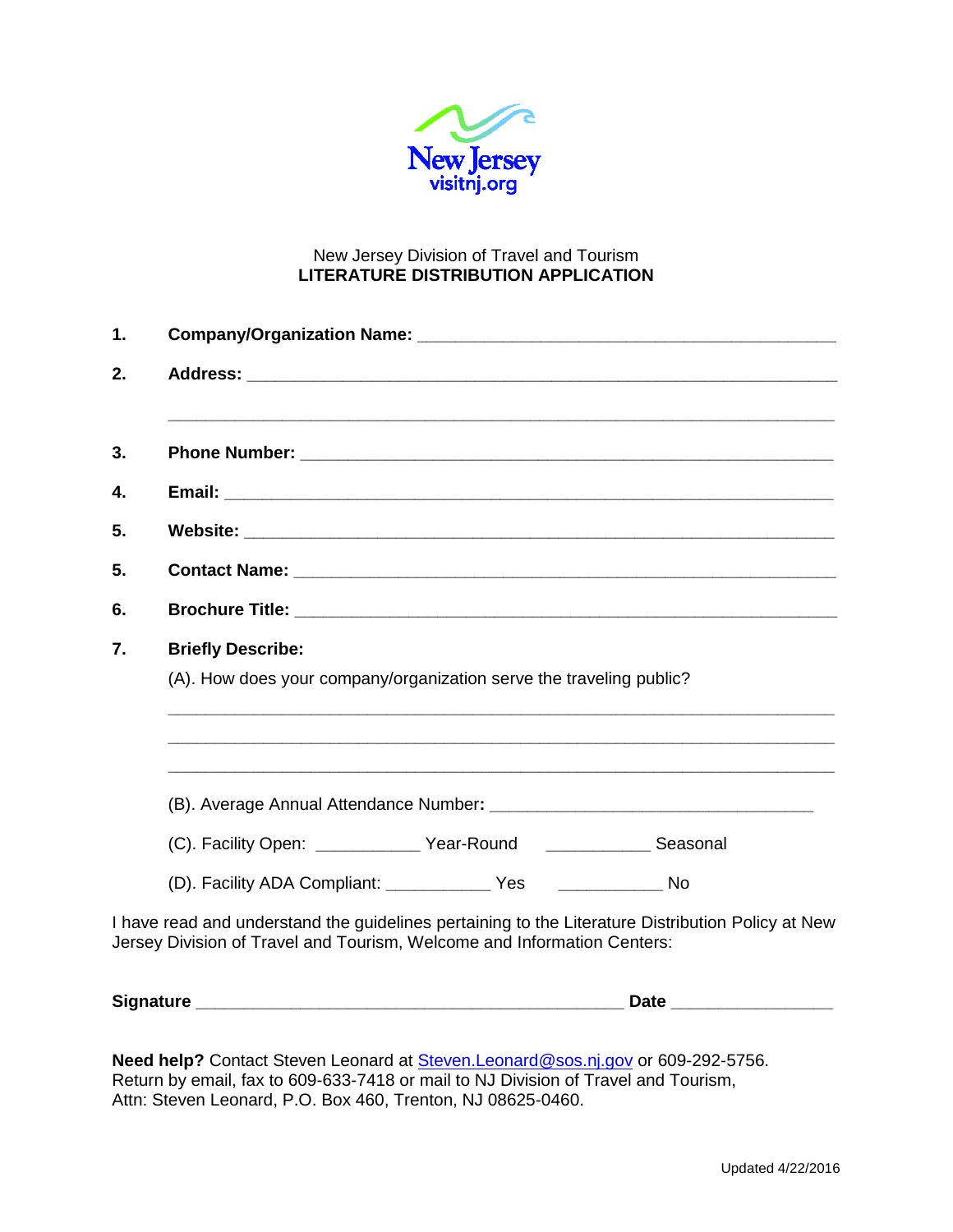New Jersey
visitnj.org

New Jersey Division of Travel and Tourism
**LITERATURE DISTRIBUTION APPLICATION**

1. **Company/Organization Name:** _______________________________________________

2. **Address:** ______________________________________________________________

   ______________________________________________________________

3. **Phone Number:** _________________________________________________________

4. **Email:** _________________________________________________________________

5. **Website:** _______________________________________________________________

5. **Contact Name:** __________________________________________________________

6. **Brochure Title:** _________________________________________________________

7. **Briefly Describe:**

   (A). How does your company/organization serve the traveling public?

   ______________________________________________________________

   ______________________________________________________________

   ______________________________________________________________

   (B). Average Annual Attendance Number**:** ___________________________________

   (C). Facility Open: ___________ Year-Round ___________ Seasonal

   (D). Facility ADA Compliant: ___________ Yes ___________ No

I have read and understand the guidelines pertaining to the Literature Distribution Policy at New Jersey Division of Travel and Tourism, Welcome and Information Centers:

**Signature** ______________________________________________ **Date** ________________

**Need help?** Contact Steven Leonard at Steven.Leonard@sos.nj.gov or 609-292-5756.
Return by email, fax to 609-633-7418 or mail to NJ Division of Travel and Tourism,
Attn: Steven Leonard, P.O. Box 460, Trenton, NJ 08625-0460.

Updated 4/22/2016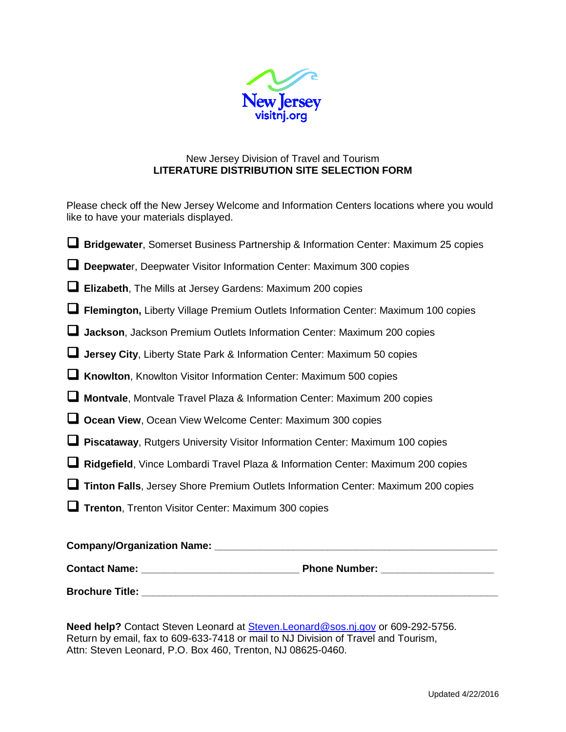New Jersey Division of Travel and Tourism

**LITERATURE DISTRIBUTION SITE SELECTION FORM**

Please check off the New Jersey Welcome and Information Centers locations where you would like to have your materials displayed.

- ☐ **Bridgewater**, Somerset Business Partnership & Information Center: Maximum 25 copies
- ☐ **Deepwate**r, Deepwater Visitor Information Center: Maximum 300 copies
- ☐ **Elizabeth**, The Mills at Jersey Gardens: Maximum 200 copies
- ☐ **Flemington,** Liberty Village Premium Outlets Information Center: Maximum 100 copies
- ☐ **Jackson**, Jackson Premium Outlets Information Center: Maximum 200 copies
- ☐ **Jersey City**, Liberty State Park & Information Center: Maximum 50 copies
- ☐ **Knowlton**, Knowlton Visitor Information Center: Maximum 500 copies
- ☐ **Montvale**, Montvale Travel Plaza & Information Center: Maximum 200 copies
- ☐ **Ocean View**, Ocean View Welcome Center: Maximum 300 copies
- ☐ **Piscataway**, Rutgers University Visitor Information Center: Maximum 100 copies
- ☐ **Ridgefield**, Vince Lombardi Travel Plaza & Information Center: Maximum 200 copies
- ☐ **Tinton Falls**, Jersey Shore Premium Outlets Information Center: Maximum 200 copies
- ☐ **Trenton**, Trenton Visitor Center: Maximum 300 copies

**Company/Organization Name:** ____________________________________________________

**Contact Name:** ____________________________ **Phone Number:** _____________________

**Brochure Title:** _____________________________________________________________

**Need help?** Contact Steven Leonard at Steven.Leonard@sos.nj.gov or 609-292-5756.
Return by email, fax to 609-633-7418 or mail to NJ Division of Travel and Tourism,
Attn: Steven Leonard, P.O. Box 460, Trenton, NJ 08625-0460.

Updated 4/22/2016